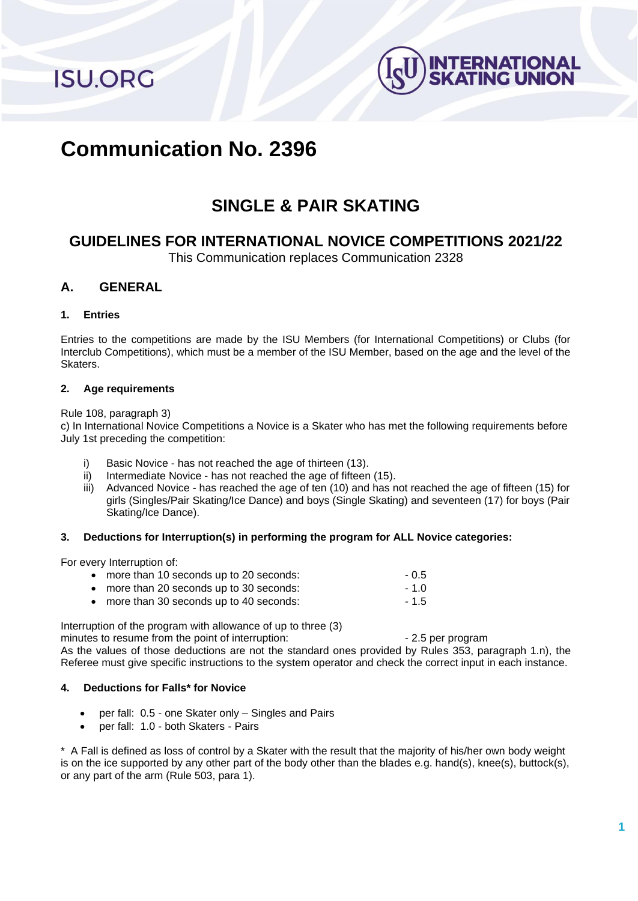# Communication No. 2396

## SINGLE & PAIR SKATING

## GUIDELINES FOR INTERNATIONAL NOVICE COMPETITIONS 2021/22

This Communication replaces Communication 2328

## A. GENERAL

### 1. Entries

Entries to the competitions are made by the ISU Members (for International Competitions) or Clubs (for Interclub Competitions), which must be a member of the ISU Member, based on the age and the level of the Skaters.

### 2. Age requirements

Rule 108, paragraph 3)
c) In International Novice Competitions a Novice is a Skater who has met the following requirements before July 1st preceding the competition:

i) Basic Novice - has not reached the age of thirteen (13).
ii) Intermediate Novice - has not reached the age of fifteen (15).
iii) Advanced Novice - has reached the age of ten (10) and has not reached the age of fifteen (15) for girls (Singles/Pair Skating/Ice Dance) and boys (Single Skating) and seventeen (17) for boys (Pair Skating/Ice Dance).

### 3. Deductions for Interruption(s) in performing the program for ALL Novice categories:

For every Interruption of:

- more than 10 seconds up to 20 seconds: - 0.5
- more than 20 seconds up to 30 seconds: - 1.0
- more than 30 seconds up to 40 seconds: - 1.5

Interruption of the program with allowance of up to three (3) minutes to resume from the point of interruption: - 2.5 per program

As the values of those deductions are not the standard ones provided by Rules 353, paragraph 1.n), the Referee must give specific instructions to the system operator and check the correct input in each instance.

### 4. Deductions for Falls* for Novice

- per fall: 0.5 - one Skater only – Singles and Pairs
- per fall: 1.0 - both Skaters - Pairs

\* A Fall is defined as loss of control by a Skater with the result that the majority of his/her own body weight is on the ice supported by any other part of the body other than the blades e.g. hand(s), knee(s), buttock(s), or any part of the arm (Rule 503, para 1).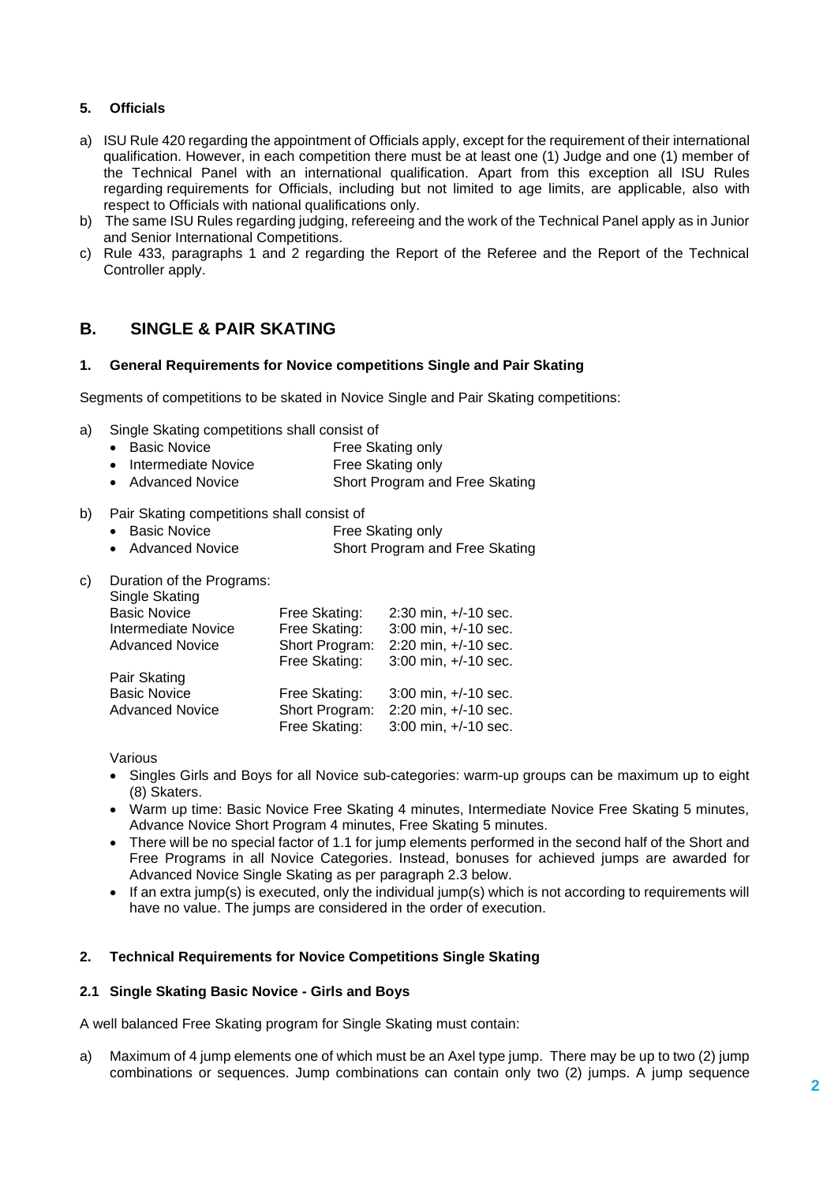#### 5. Officials

a) ISU Rule 420 regarding the appointment of Officials apply, except for the requirement of their international qualification. However, in each competition there must be at least one (1) Judge and one (1) member of the Technical Panel with an international qualification. Apart from this exception all ISU Rules regarding requirements for Officials, including but not limited to age limits, are applicable, also with respect to Officials with national qualifications only.

b) The same ISU Rules regarding judging, refereeing and the work of the Technical Panel apply as in Junior and Senior International Competitions.

c) Rule 433, paragraphs 1 and 2 regarding the Report of the Referee and the Report of the Technical Controller apply.

## B. SINGLE & PAIR SKATING

### 1. General Requirements for Novice competitions Single and Pair Skating

Segments of competitions to be skated in Novice Single and Pair Skating competitions:

a) Single Skating competitions shall consist of

| | |
|---|---|
| • Basic Novice | Free Skating only |
| • Intermediate Novice | Free Skating only |
| • Advanced Novice | Short Program and Free Skating |

b) Pair Skating competitions shall consist of

| | |
|---|---|
| • Basic Novice | Free Skating only |
| • Advanced Novice | Short Program and Free Skating |

c) Duration of the Programs:

| | | |
|---|---|---|
| **Single Skating** | | |
| Basic Novice | Free Skating: | 2:30 min, +/-10 sec. |
| Intermediate Novice | Free Skating: | 3:00 min, +/-10 sec. |
| Advanced Novice | Short Program: | 2:20 min, +/-10 sec. |
| | Free Skating: | 3:00 min, +/-10 sec. |
| **Pair Skating** | | |
| Basic Novice | Free Skating: | 3:00 min, +/-10 sec. |
| Advanced Novice | Short Program: | 2:20 min, +/-10 sec. |
| | Free Skating: | 3:00 min, +/-10 sec. |

Various

- Singles Girls and Boys for all Novice sub-categories: warm-up groups can be maximum up to eight (8) Skaters.
- Warm up time: Basic Novice Free Skating 4 minutes, Intermediate Novice Free Skating 5 minutes, Advance Novice Short Program 4 minutes, Free Skating 5 minutes.
- There will be no special factor of 1.1 for jump elements performed in the second half of the Short and Free Programs in all Novice Categories. Instead, bonuses for achieved jumps are awarded for Advanced Novice Single Skating as per paragraph 2.3 below.
- If an extra jump(s) is executed, only the individual jump(s) which is not according to requirements will have no value. The jumps are considered in the order of execution.

### 2. Technical Requirements for Novice Competitions Single Skating

#### 2.1 Single Skating Basic Novice - Girls and Boys

A well balanced Free Skating program for Single Skating must contain:

a) Maximum of 4 jump elements one of which must be an Axel type jump. There may be up to two (2) jump combinations or sequences. Jump combinations can contain only two (2) jumps. A jump sequence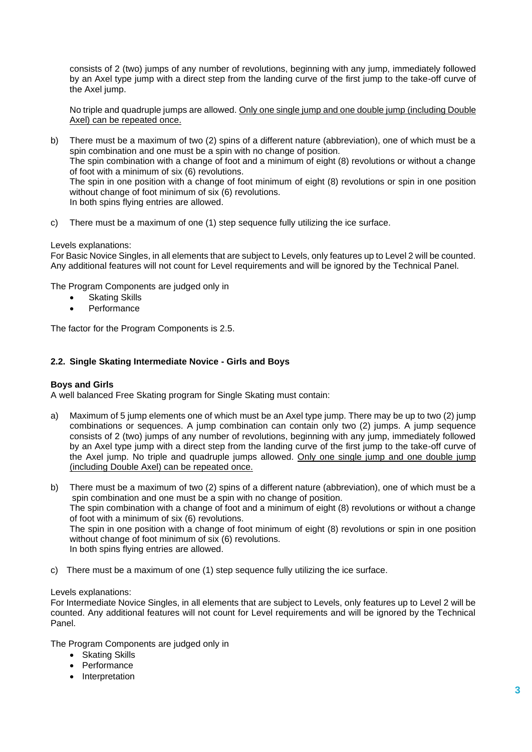consists of 2 (two) jumps of any number of revolutions, beginning with any jump, immediately followed by an Axel type jump with a direct step from the landing curve of the first jump to the take-off curve of the Axel jump.

No triple and quadruple jumps are allowed. <u>Only one single jump and one double jump (including Double Axel) can be repeated once.</u>

b) There must be a maximum of two (2) spins of a different nature (abbreviation), one of which must be a spin combination and one must be a spin with no change of position.
The spin combination with a change of foot and a minimum of eight (8) revolutions or without a change of foot with a minimum of six (6) revolutions.
The spin in one position with a change of foot minimum of eight (8) revolutions or spin in one position without change of foot minimum of six (6) revolutions.
In both spins flying entries are allowed.

c) There must be a maximum of one (1) step sequence fully utilizing the ice surface.

Levels explanations:
For Basic Novice Singles, in all elements that are subject to Levels, only features up to Level 2 will be counted. Any additional features will not count for Level requirements and will be ignored by the Technical Panel.

The Program Components are judged only in

- Skating Skills
- Performance

The factor for the Program Components is 2.5.

### 2.2. Single Skating Intermediate Novice - Girls and Boys

**Boys and Girls**
A well balanced Free Skating program for Single Skating must contain:

a) Maximum of 5 jump elements one of which must be an Axel type jump. There may be up to two (2) jump combinations or sequences. A jump combination can contain only two (2) jumps. A jump sequence consists of 2 (two) jumps of any number of revolutions, beginning with any jump, immediately followed by an Axel type jump with a direct step from the landing curve of the first jump to the take-off curve of the Axel jump. No triple and quadruple jumps allowed. <u>Only one single jump and one double jump (including Double Axel) can be repeated once.</u>

b) There must be a maximum of two (2) spins of a different nature (abbreviation), one of which must be a spin combination and one must be a spin with no change of position.
The spin combination with a change of foot and a minimum of eight (8) revolutions or without a change of foot with a minimum of six (6) revolutions.
The spin in one position with a change of foot minimum of eight (8) revolutions or spin in one position without change of foot minimum of six (6) revolutions.
In both spins flying entries are allowed.

c) There must be a maximum of one (1) step sequence fully utilizing the ice surface.

Levels explanations:
For Intermediate Novice Singles, in all elements that are subject to Levels, only features up to Level 2 will be counted. Any additional features will not count for Level requirements and will be ignored by the Technical Panel.

The Program Components are judged only in

- Skating Skills
- Performance
- Interpretation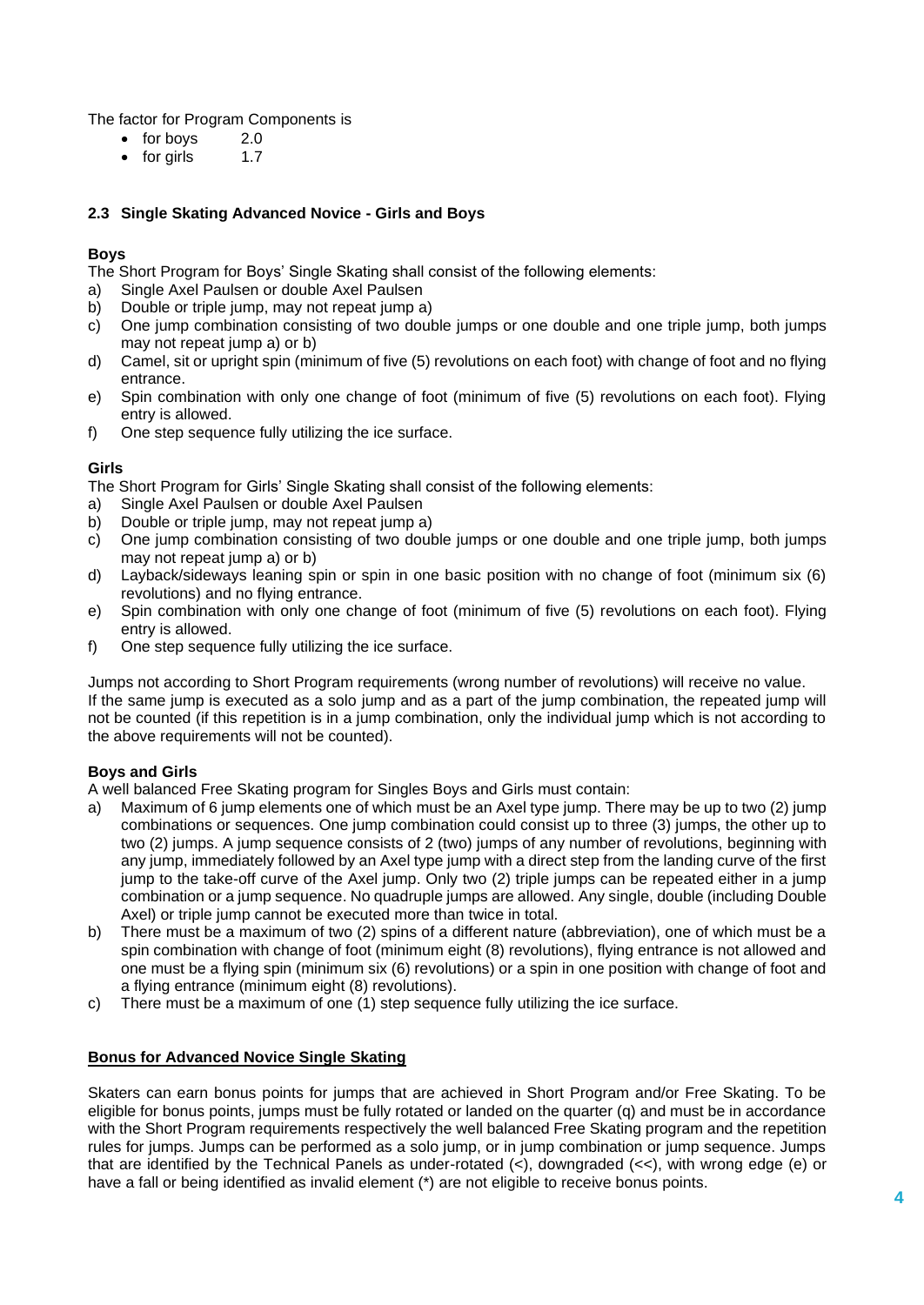The factor for Program Components is

- for boys 2.0
- for girls 1.7

### 2.3 Single Skating Advanced Novice - Girls and Boys

**Boys**

The Short Program for Boys' Single Skating shall consist of the following elements:

a) Single Axel Paulsen or double Axel Paulsen
b) Double or triple jump, may not repeat jump a)
c) One jump combination consisting of two double jumps or one double and one triple jump, both jumps may not repeat jump a) or b)
d) Camel, sit or upright spin (minimum of five (5) revolutions on each foot) with change of foot and no flying entrance.
e) Spin combination with only one change of foot (minimum of five (5) revolutions on each foot). Flying entry is allowed.
f) One step sequence fully utilizing the ice surface.

**Girls**

The Short Program for Girls' Single Skating shall consist of the following elements:

a) Single Axel Paulsen or double Axel Paulsen
b) Double or triple jump, may not repeat jump a)
c) One jump combination consisting of two double jumps or one double and one triple jump, both jumps may not repeat jump a) or b)
d) Layback/sideways leaning spin or spin in one basic position with no change of foot (minimum six (6) revolutions) and no flying entrance.
e) Spin combination with only one change of foot (minimum of five (5) revolutions on each foot). Flying entry is allowed.
f) One step sequence fully utilizing the ice surface.

Jumps not according to Short Program requirements (wrong number of revolutions) will receive no value.
If the same jump is executed as a solo jump and as a part of the jump combination, the repeated jump will not be counted (if this repetition is in a jump combination, only the individual jump which is not according to the above requirements will not be counted).

**Boys and Girls**

A well balanced Free Skating program for Singles Boys and Girls must contain:

a) Maximum of 6 jump elements one of which must be an Axel type jump. There may be up to two (2) jump combinations or sequences. One jump combination could consist up to three (3) jumps, the other up to two (2) jumps. A jump sequence consists of 2 (two) jumps of any number of revolutions, beginning with any jump, immediately followed by an Axel type jump with a direct step from the landing curve of the first jump to the take-off curve of the Axel jump. Only two (2) triple jumps can be repeated either in a jump combination or a jump sequence. No quadruple jumps are allowed. Any single, double (including Double Axel) or triple jump cannot be executed more than twice in total.
b) There must be a maximum of two (2) spins of a different nature (abbreviation), one of which must be a spin combination with change of foot (minimum eight (8) revolutions), flying entrance is not allowed and one must be a flying spin (minimum six (6) revolutions) or a spin in one position with change of foot and a flying entrance (minimum eight (8) revolutions).
c) There must be a maximum of one (1) step sequence fully utilizing the ice surface.

**Bonus for Advanced Novice Single Skating**

Skaters can earn bonus points for jumps that are achieved in Short Program and/or Free Skating. To be eligible for bonus points, jumps must be fully rotated or landed on the quarter (q) and must be in accordance with the Short Program requirements respectively the well balanced Free Skating program and the repetition rules for jumps. Jumps can be performed as a solo jump, or in jump combination or jump sequence. Jumps that are identified by the Technical Panels as under-rotated (<), downgraded (<<), with wrong edge (e) or have a fall or being identified as invalid element (*) are not eligible to receive bonus points.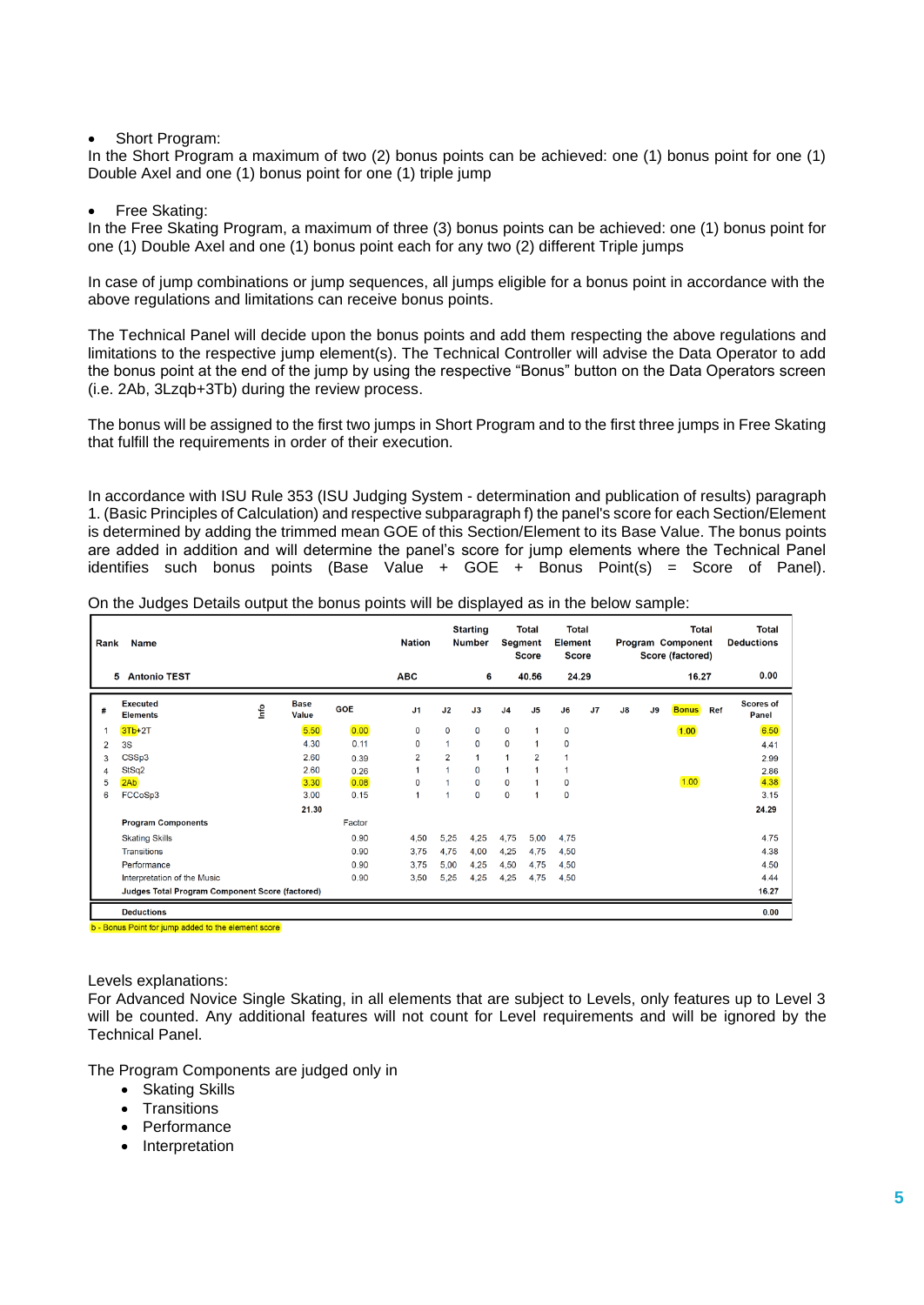- Short Program:

In the Short Program a maximum of two (2) bonus points can be achieved: one (1) bonus point for one (1) Double Axel and one (1) bonus point for one (1) triple jump

- Free Skating:

In the Free Skating Program, a maximum of three (3) bonus points can be achieved: one (1) bonus point for one (1) Double Axel and one (1) bonus point each for any two (2) different Triple jumps

In case of jump combinations or jump sequences, all jumps eligible for a bonus point in accordance with the above regulations and limitations can receive bonus points.

The Technical Panel will decide upon the bonus points and add them respecting the above regulations and limitations to the respective jump element(s). The Technical Controller will advise the Data Operator to add the bonus point at the end of the jump by using the respective "Bonus" button on the Data Operators screen (i.e. 2Ab, 3Lzqb+3Tb) during the review process.

The bonus will be assigned to the first two jumps in Short Program and to the first three jumps in Free Skating that fulfill the requirements in order of their execution.

In accordance with ISU Rule 353 (ISU Judging System - determination and publication of results) paragraph 1. (Basic Principles of Calculation) and respective subparagraph f) the panel's score for each Section/Element is determined by adding the trimmed mean GOE of this Section/Element to its Base Value. The bonus points are added in addition and will determine the panel's score for jump elements where the Technical Panel identifies such bonus points (Base Value + GOE + Bonus Point(s) = Score of Panel).

On the Judges Details output the bonus points will be displayed as in the below sample:

| Rank | Name | | | | Nation | Starting Number | Total Segment Score | Total Element Score | | | Total Program Component Score (factored) | | | Total Deductions |
|---|---|---|---|---|---|---|---|---|---|---|---|---|---|---|
| 5 | Antonio TEST | | | | ABC | 6 | 40.56 | 24.29 | | | 16.27 | | | 0.00 |

| # | Executed Elements | Info | Base Value | GOE | J1 | J2 | J3 | J4 | J5 | J6 | J7 | J8 | J9 | Bonus | Ref | Scores of Panel |
|---|---|---|---|---|---|---|---|---|---|---|---|---|---|---|---|---|
| 1 | 3Tb+2T | | 5.50 | 0.00 | 0 | 0 | 0 | 0 | 1 | 0 | | | | 1.00 | | 6.50 |
| 2 | 3S | | 4.30 | 0.11 | 0 | 1 | 0 | 0 | 1 | 0 | | | | | | 4.41 |
| 3 | CSSp3 | | 2.60 | 0.39 | 2 | 2 | 1 | 1 | 2 | 1 | | | | | | 2.99 |
| 4 | StSq2 | | 2.60 | 0.26 | 1 | 1 | 0 | 1 | 1 | 1 | | | | | | 2.86 |
| 5 | 2Ab | | 3.30 | 0.08 | 0 | 1 | 0 | 0 | 1 | 0 | | | | 1.00 | | 4.38 |
| 6 | FCCoSp3 | | 3.00 | 0.15 | 1 | 1 | 0 | 0 | 1 | 0 | | | | | | 3.15 |
| | | | 21.30 | | | | | | | | | | | | | 24.29 |
| | Program Components | | | Factor | | | | | | | | | | | | |
| | Skating Skills | | | 0.90 | 4.50 | 5.25 | 4.25 | 4.75 | 5.00 | 4.75 | | | | | | 4.75 |
| | Transitions | | | 0.90 | 3.75 | 4.75 | 4.00 | 4.25 | 4.75 | 4.50 | | | | | | 4.38 |
| | Performance | | | 0.90 | 3.75 | 5.00 | 4.25 | 4.50 | 4.75 | 4.50 | | | | | | 4.50 |
| | Interpretation of the Music | | | 0.90 | 3.50 | 5.25 | 4.25 | 4.25 | 4.75 | 4.50 | | | | | | 4.44 |
| | Judges Total Program Component Score (factored) | | | | | | | | | | | | | | | 16.27 |
| | Deductions | | | | | | | | | | | | | | | 0.00 |

b - Bonus Point for jump added to the element score

Levels explanations:

For Advanced Novice Single Skating, in all elements that are subject to Levels, only features up to Level 3 will be counted. Any additional features will not count for Level requirements and will be ignored by the Technical Panel.

The Program Components are judged only in

- Skating Skills
- Transitions
- Performance
- Interpretation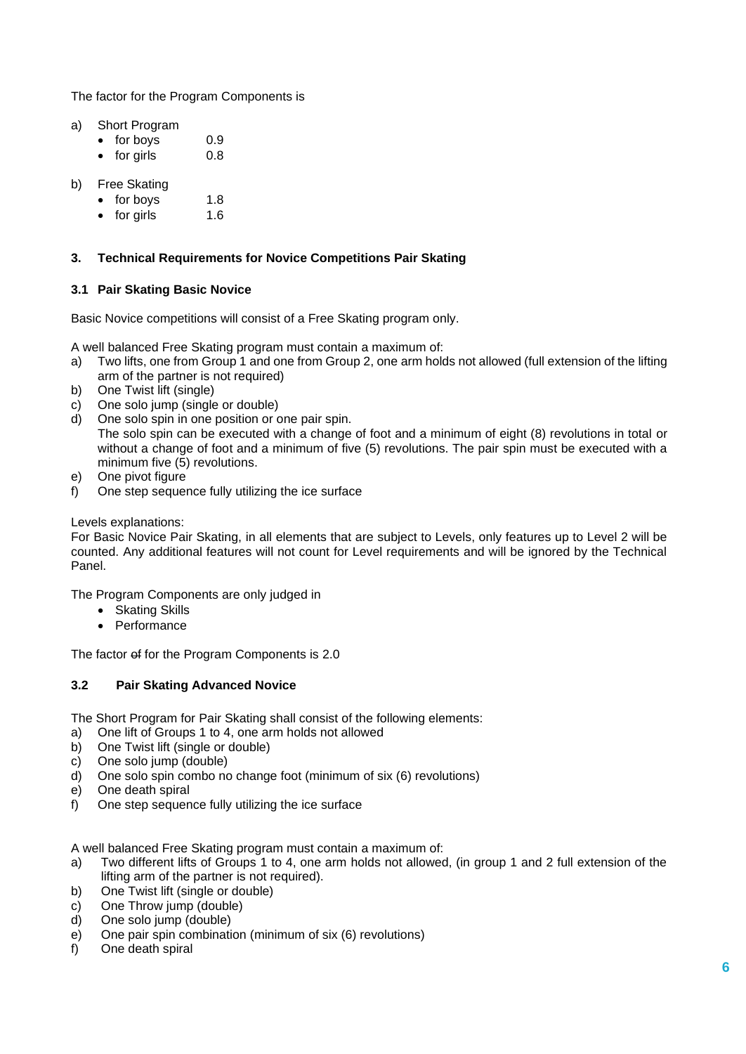The factor for the Program Components is

a) Short Program
   - for boys 0.9
   - for girls 0.8

b) Free Skating
   - for boys 1.8
   - for girls 1.6

### 3. Technical Requirements for Novice Competitions Pair Skating

#### 3.1 Pair Skating Basic Novice

Basic Novice competitions will consist of a Free Skating program only.

A well balanced Free Skating program must contain a maximum of:

a) Two lifts, one from Group 1 and one from Group 2, one arm holds not allowed (full extension of the lifting arm of the partner is not required)
b) One Twist lift (single)
c) One solo jump (single or double)
d) One solo spin in one position or one pair spin.
   The solo spin can be executed with a change of foot and a minimum of eight (8) revolutions in total or without a change of foot and a minimum of five (5) revolutions. The pair spin must be executed with a minimum five (5) revolutions.
e) One pivot figure
f) One step sequence fully utilizing the ice surface

Levels explanations:
For Basic Novice Pair Skating, in all elements that are subject to Levels, only features up to Level 2 will be counted. Any additional features will not count for Level requirements and will be ignored by the Technical Panel.

The Program Components are only judged in

- Skating Skills
- Performance

The factor ~~of~~ for the Program Components is 2.0

#### 3.2 Pair Skating Advanced Novice

The Short Program for Pair Skating shall consist of the following elements:

a) One lift of Groups 1 to 4, one arm holds not allowed
b) One Twist lift (single or double)
c) One solo jump (double)
d) One solo spin combo no change foot (minimum of six (6) revolutions)
e) One death spiral
f) One step sequence fully utilizing the ice surface

A well balanced Free Skating program must contain a maximum of:

a) Two different lifts of Groups 1 to 4, one arm holds not allowed, (in group 1 and 2 full extension of the lifting arm of the partner is not required).
b) One Twist lift (single or double)
c) One Throw jump (double)
d) One solo jump (double)
e) One pair spin combination (minimum of six (6) revolutions)
f) One death spiral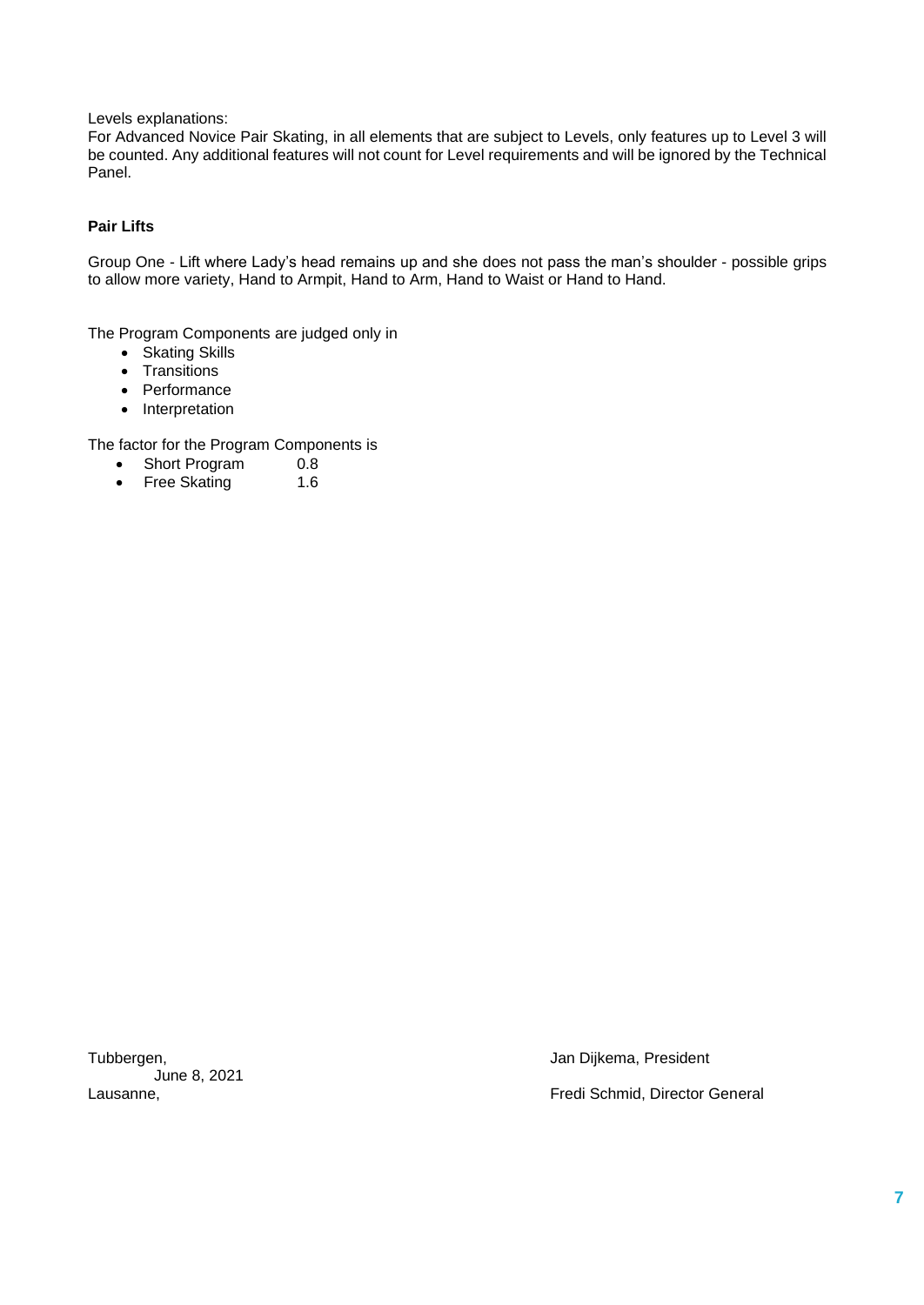Levels explanations:
For Advanced Novice Pair Skating, in all elements that are subject to Levels, only features up to Level 3 will be counted. Any additional features will not count for Level requirements and will be ignored by the Technical Panel.

**Pair Lifts**

Group One - Lift where Lady's head remains up and she does not pass the man's shoulder - possible grips to allow more variety, Hand to Armpit, Hand to Arm, Hand to Waist or Hand to Hand.

The Program Components are judged only in

- Skating Skills
- Transitions
- Performance
- Interpretation

The factor for the Program Components is

- Short Program 0.8
- Free Skating 1.6

Tubbergen,
June 8, 2021
Lausanne,

Jan Dijkema, President

Fredi Schmid, Director General